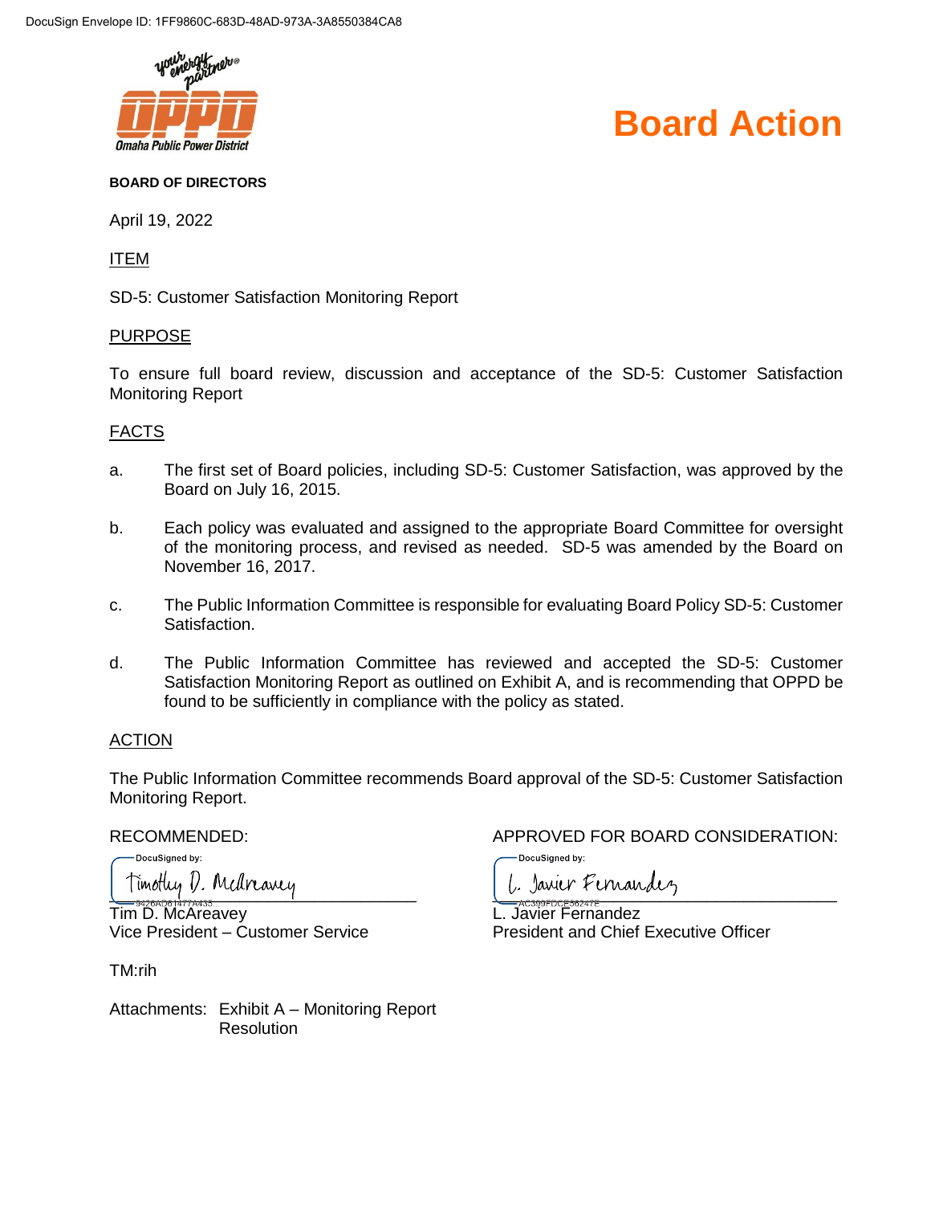DocuSign Envelope ID: 1FF9860C-683D-48AD-973A-3A8550384CA8

your energy partner®

**Omaha Public Power District**

# Board Action

**BOARD OF DIRECTORS**

April 19, 2022

ITEM

SD-5: Customer Satisfaction Monitoring Report

PURPOSE

To ensure full board review, discussion and acceptance of the SD-5: Customer Satisfaction Monitoring Report

FACTS

a. The first set of Board policies, including SD-5: Customer Satisfaction, was approved by the Board on July 16, 2015.

b. Each policy was evaluated and assigned to the appropriate Board Committee for oversight of the monitoring process, and revised as needed. SD-5 was amended by the Board on November 16, 2017.

c. The Public Information Committee is responsible for evaluating Board Policy SD-5: Customer Satisfaction.

d. The Public Information Committee has reviewed and accepted the SD-5: Customer Satisfaction Monitoring Report as outlined on Exhibit A, and is recommending that OPPD be found to be sufficiently in compliance with the policy as stated.

ACTION

The Public Information Committee recommends Board approval of the SD-5: Customer Satisfaction Monitoring Report.

RECOMMENDED:

DocuSigned by:
Timothy D. McAreavey
9426AD61477A435...

Tim D. McAreavey
Vice President – Customer Service

APPROVED FOR BOARD CONSIDERATION:

DocuSigned by:
L. Javier Fernandez
AC399FDCE56247E...

L. Javier Fernandez
President and Chief Executive Officer

TM:rih

Attachments: Exhibit A – Monitoring Report
Resolution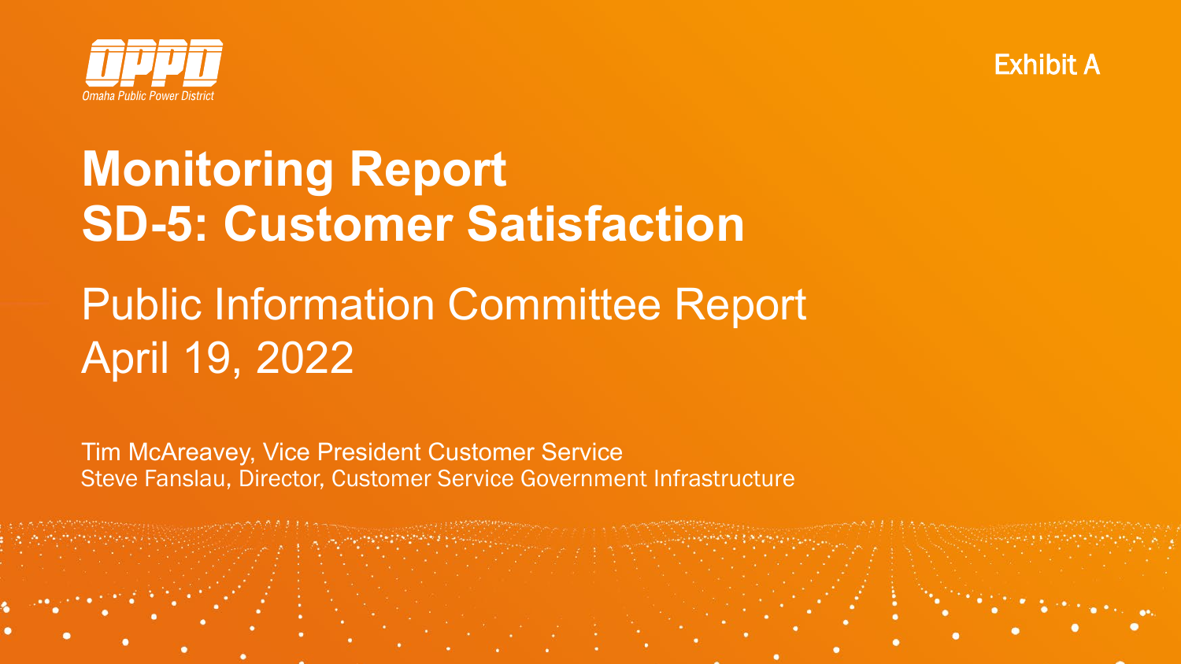Omaha Public Power District

Exhibit A

# Monitoring Report
# SD-5: Customer Satisfaction

## Public Information Committee Report
## April 19, 2022

Tim McAreavey, Vice President Customer Service
Steve Fanslau, Director, Customer Service Government Infrastructure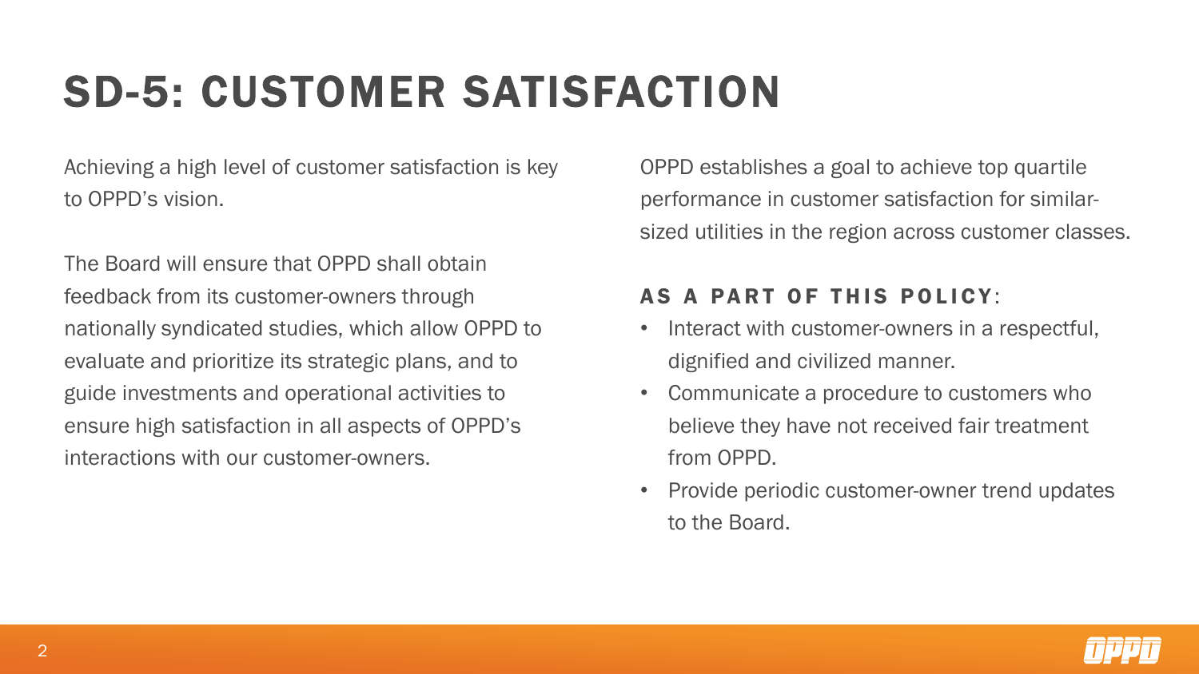# SD-5: CUSTOMER SATISFACTION

Achieving a high level of customer satisfaction is key to OPPD's vision.

The Board will ensure that OPPD shall obtain feedback from its customer-owners through nationally syndicated studies, which allow OPPD to evaluate and prioritize its strategic plans, and to guide investments and operational activities to ensure high satisfaction in all aspects of OPPD's interactions with our customer-owners.

OPPD establishes a goal to achieve top quartile performance in customer satisfaction for similar-sized utilities in the region across customer classes.

**AS A PART OF THIS POLICY**:

- Interact with customer-owners in a respectful, dignified and civilized manner.
- Communicate a procedure to customers who believe they have not received fair treatment from OPPD.
- Provide periodic customer-owner trend updates to the Board.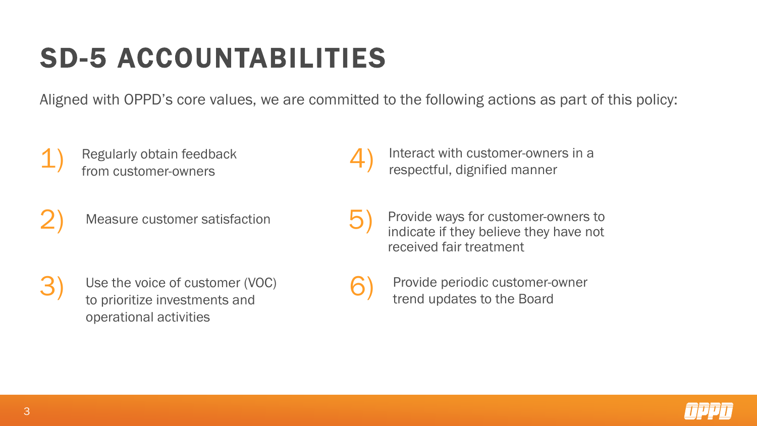# SD-5 ACCOUNTABILITIES

Aligned with OPPD's core values, we are committed to the following actions as part of this policy:

1) Regularly obtain feedback from customer-owners
2) Measure customer satisfaction
3) Use the voice of customer (VOC) to prioritize investments and operational activities
4) Interact with customer-owners in a respectful, dignified manner
5) Provide ways for customer-owners to indicate if they believe they have not received fair treatment
6) Provide periodic customer-owner trend updates to the Board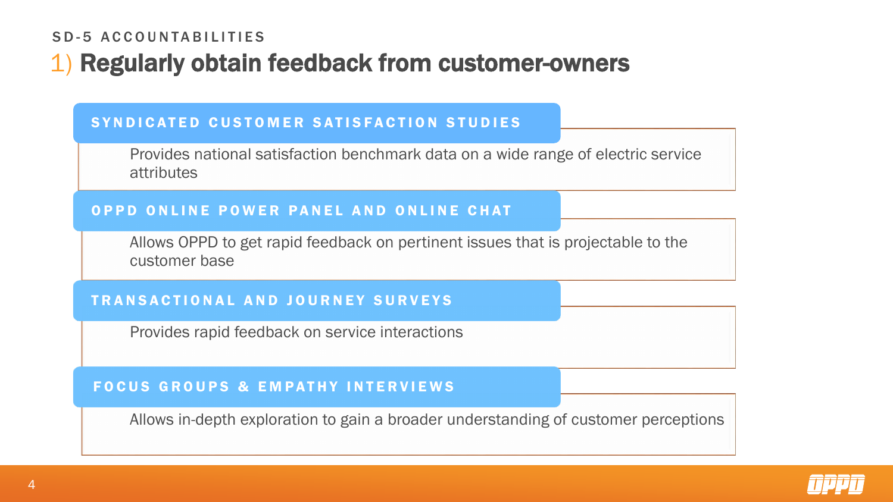SD-5 ACCOUNTABILITIES

# 1) Regularly obtain feedback from customer-owners

### SYNDICATED CUSTOMER SATISFACTION STUDIES

Provides national satisfaction benchmark data on a wide range of electric service attributes

### OPPD ONLINE POWER PANEL AND ONLINE CHAT

Allows OPPD to get rapid feedback on pertinent issues that is projectable to the customer base

### TRANSACTIONAL AND JOURNEY SURVEYS

Provides rapid feedback on service interactions

### FOCUS GROUPS & EMPATHY INTERVIEWS

Allows in-depth exploration to gain a broader understanding of customer perceptions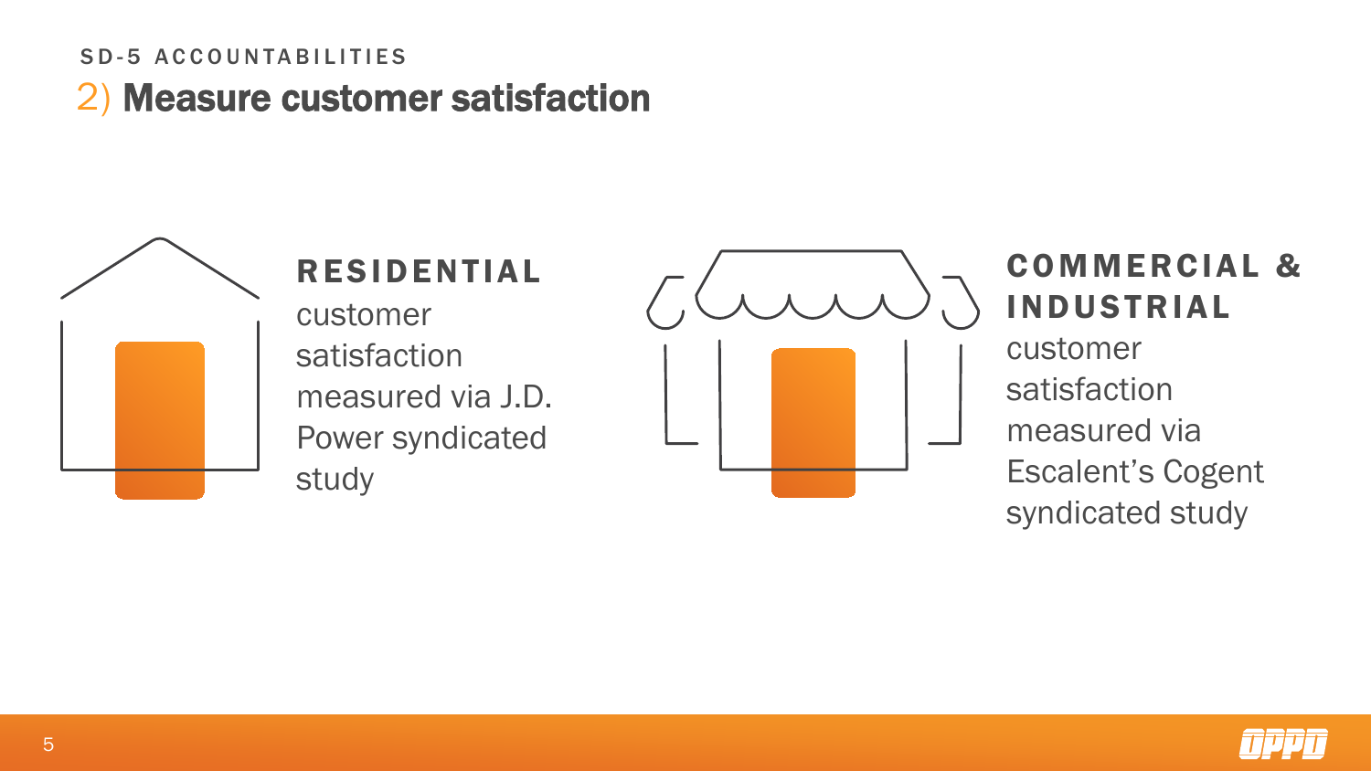SD-5 ACCOUNTABILITIES

## 2) Measure customer satisfaction

### RESIDENTIAL

customer satisfaction measured via J.D. Power syndicated study

### COMMERCIAL & INDUSTRIAL

customer satisfaction measured via Escalent's Cogent syndicated study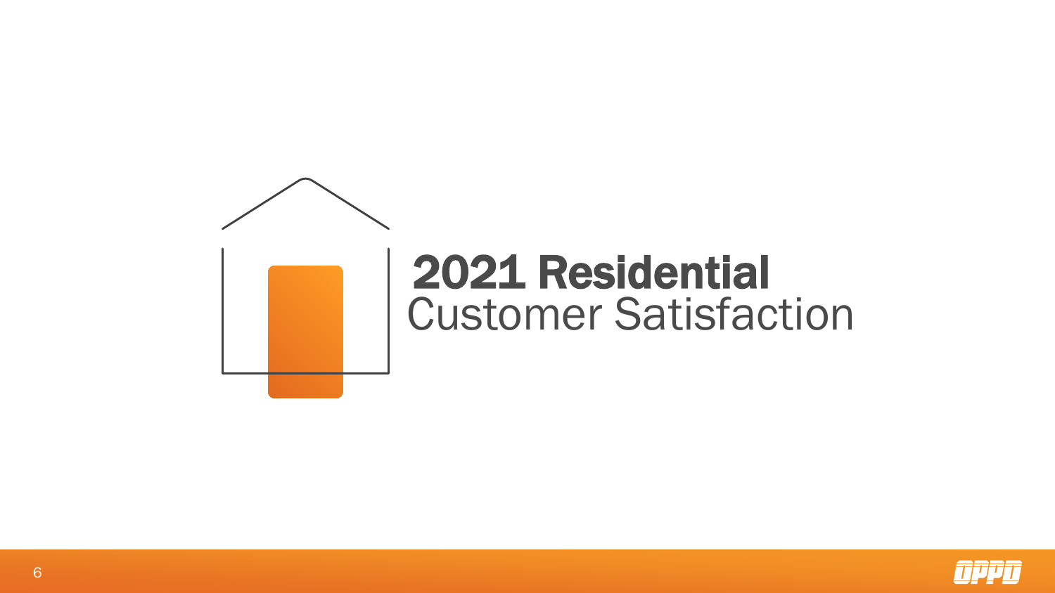# 2021 Residential Customer Satisfaction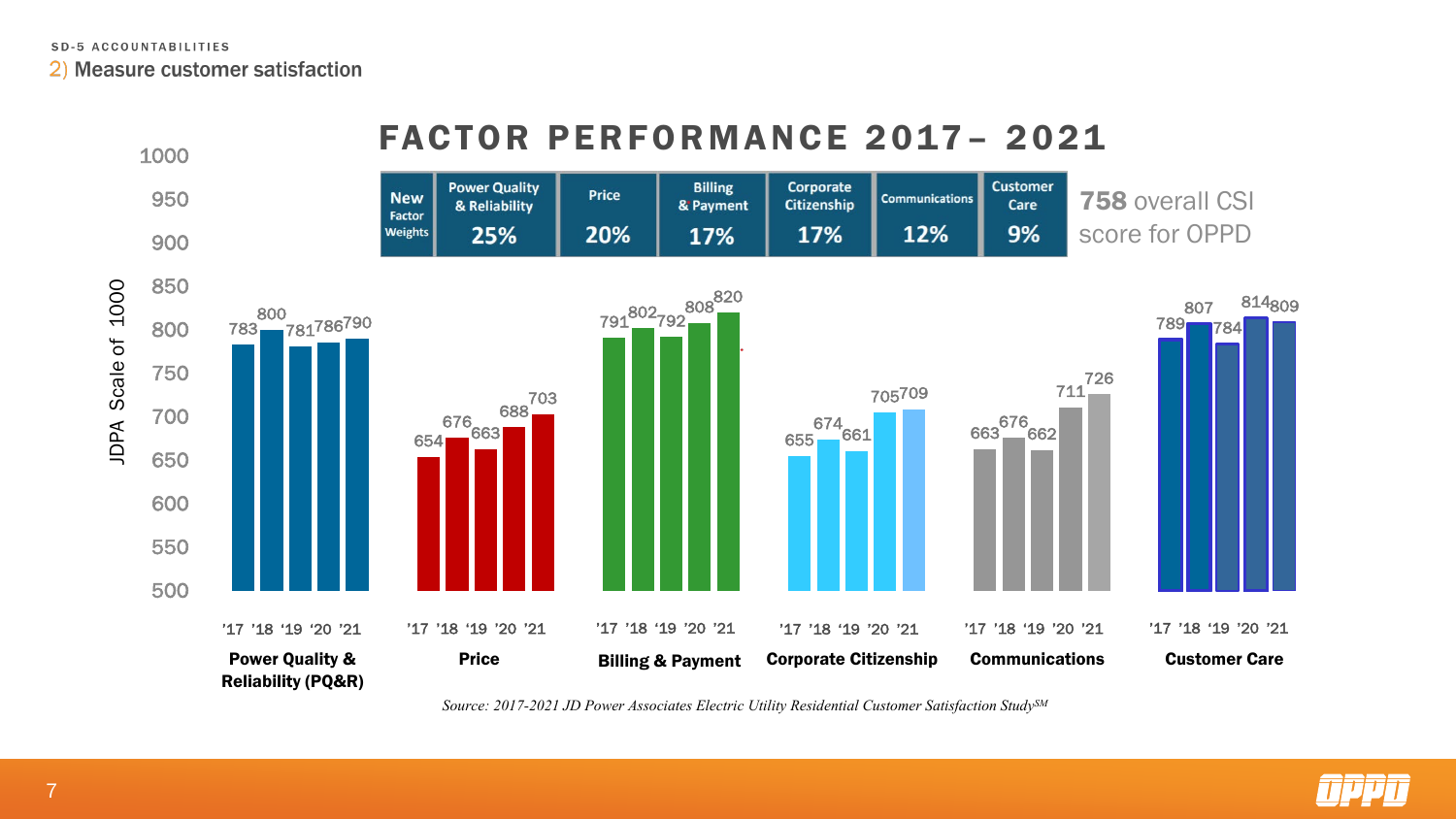SD-5 ACCOUNTABILITIES

## 2) Measure customer satisfaction

# FACTOR PERFORMANCE 2017– 2021

| New Factor Weights | Power Quality & Reliability | Price | Billing & Payment | Corporate Citizenship | Communications | Customer Care |
|---|---|---|---|---|---|---|
| | 25% | 20% | 17% | 17% | 12% | 9% |

**758** overall CSI score for OPPD

JDPA Scale of 1000

| Factor | '17 | '18 | '19 | '20 | '21 |
|---|---|---|---|---|---|
| Power Quality & Reliability (PQ&R) | 783 | 800 | 781 | 786 | 790 |
| Price | 654 | 676 | 663 | 688 | 703 |
| Billing & Payment | 791 | 802 | 792 | 808 | 820 |
| Corporate Citizenship | 655 | 674 | 661 | 705 | 709 |
| Communications | 663 | 676 | 662 | 711 | 726 |
| Customer Care | 789 | 807 | 784 | 814 | 809 |

*Source: 2017-2021 JD Power Associates Electric Utility Residential Customer Satisfaction Study*SM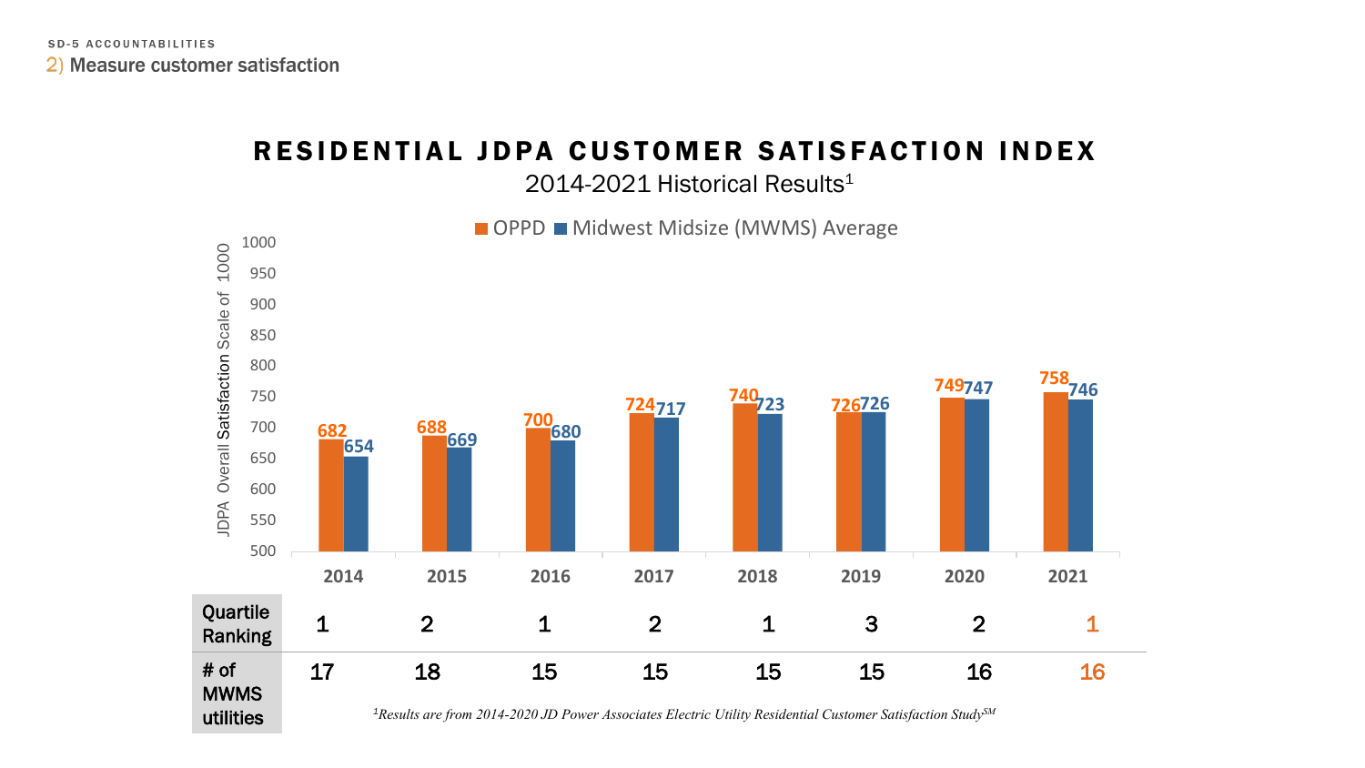SD-5 ACCOUNTABILITIES

## 2) Measure customer satisfaction

# RESIDENTIAL JDPA CUSTOMER SATISFACTION INDEX

2014-2021 Historical Results[1]

| | 2014 | 2015 | 2016 | 2017 | 2018 | 2019 | 2020 | 2021 |
|---|---|---|---|---|---|---|---|---|
| OPPD | 682 | 688 | 700 | 724 | 740 | 726 | 749 | 758 |
| Midwest Midsize (MWMS) Average | 654 | 669 | 680 | 717 | 723 | 726 | 747 | 746 |
| Quartile Ranking | 1 | 2 | 1 | 2 | 1 | 3 | 2 | 1 |
| # of MWMS utilities | 17 | 18 | 15 | 15 | 15 | 15 | 16 | 16 |

JDPA Overall Satisfaction Scale of 1000

[1] *Results are from 2014-2020 JD Power Associates Electric Utility Residential Customer Satisfaction Study*[SM]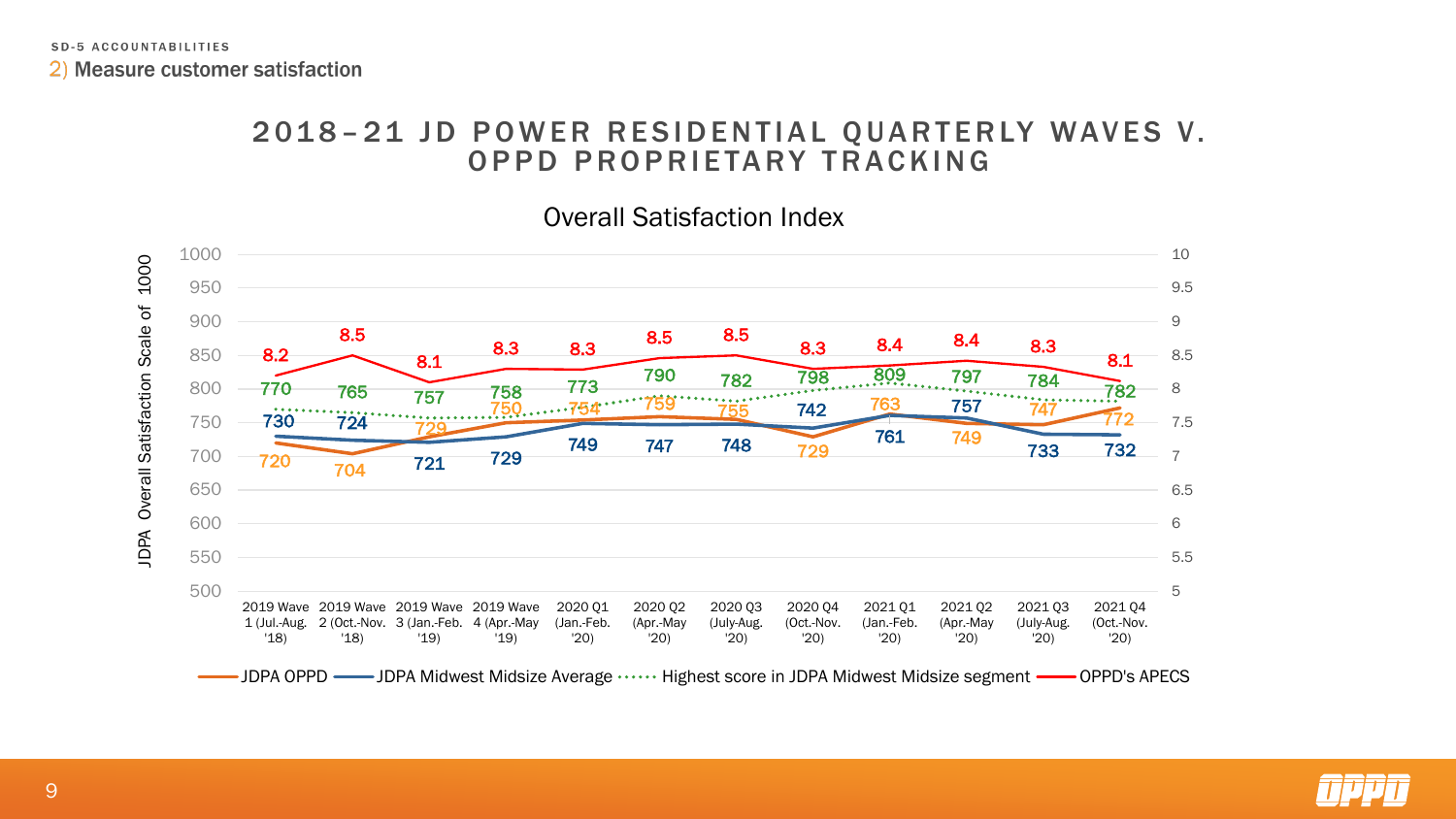SD-5 ACCOUNTABILITIES

2) Measure customer satisfaction

# 2018–21 JD POWER RESIDENTIAL QUARTERLY WAVES V. OPPD PROPRIETARY TRACKING

## Overall Satisfaction Index

| Period | JDPA OPPD | JDPA Midwest Midsize Average | Highest score in JDPA Midwest Midsize segment | OPPD's APECS |
|---|---|---|---|---|
| 2019 Wave 1 (Jul.-Aug. '18) | 720 | 730 | 770 | 8.2 |
| 2019 Wave 2 (Oct.-Nov. '18) | 704 | 724 | 765 | 8.5 |
| 2019 Wave 3 (Jan.-Feb. '19) | 729 | 721 | 757 | 8.1 |
| 2019 Wave 4 (Apr.-May '19) | 750 | 729 | 758 | 8.3 |
| 2020 Q1 (Jan.-Feb. '20) | 754 | 749 | 773 | 8.3 |
| 2020 Q2 (Apr.-May '20) | 759 | 747 | 790 | 8.5 |
| 2020 Q3 (July-Aug. '20) | 755 | 748 | 782 | 8.5 |
| 2020 Q4 (Oct.-Nov. '20) | 729 | 742 | 798 | 8.3 |
| 2021 Q1 (Jan.-Feb. '20) | 763 | 761 | 809 | 8.4 |
| 2021 Q2 (Apr.-May '20) | 749 | 757 | 797 | 8.4 |
| 2021 Q3 (July-Aug. '20) | 747 | 733 | 784 | 8.3 |
| 2021 Q4 (Oct.-Nov. '20) | 772 | 732 | 782 | 8.1 |

Left axis: JDPA Overall Satisfaction Scale of 1000 (500–1000); right axis: 5–10.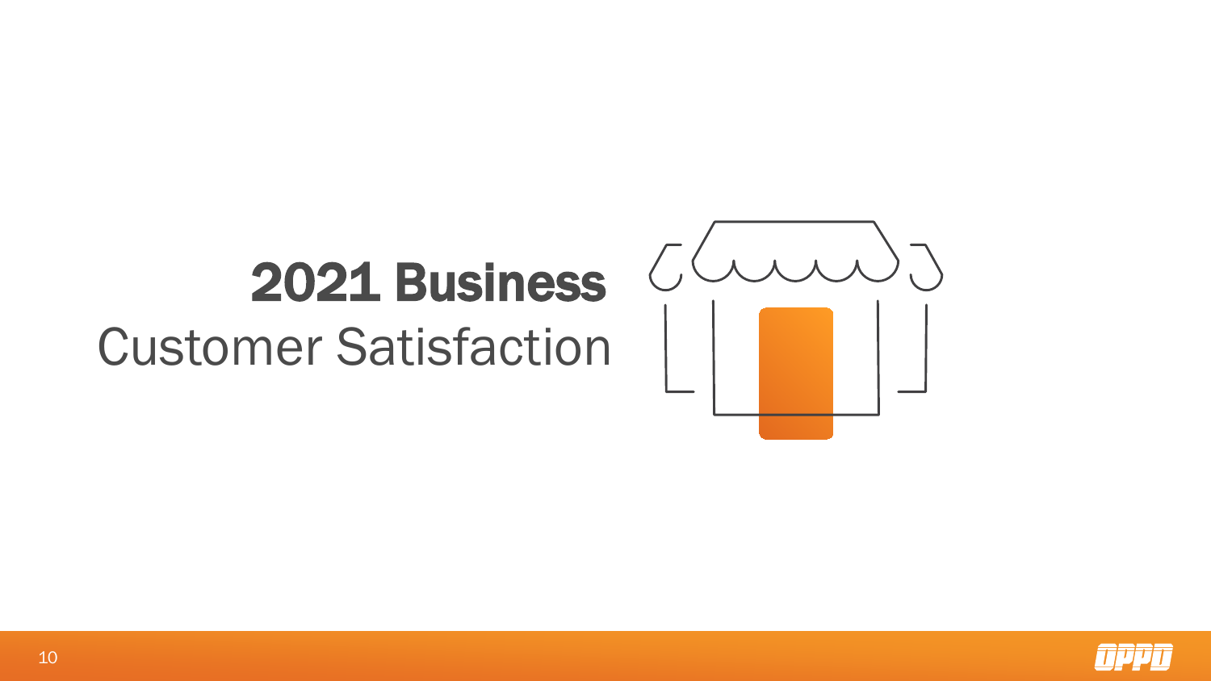# 2021 Business

## Customer Satisfaction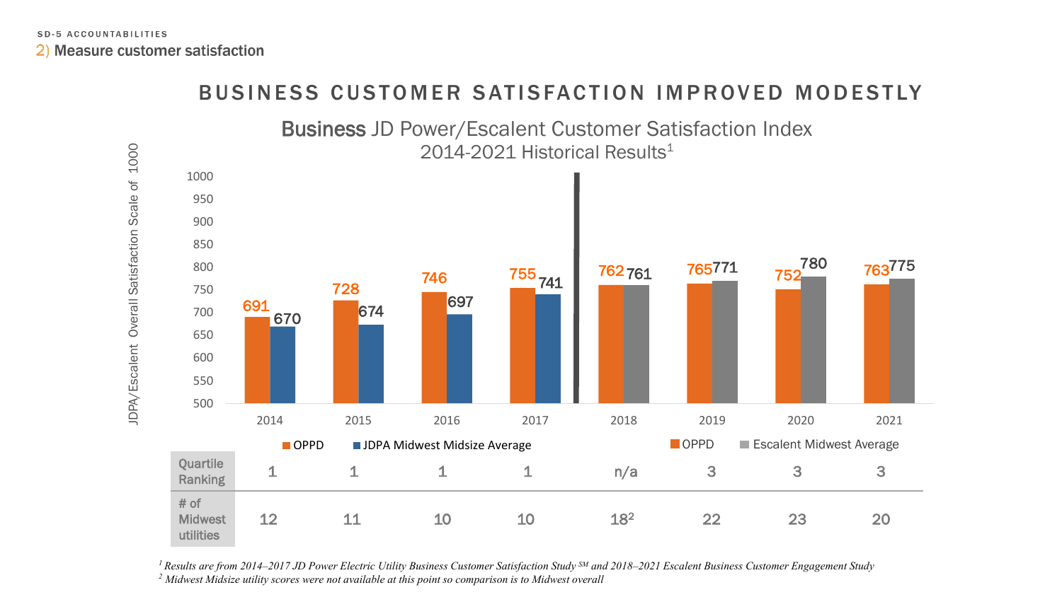SD-5 ACCOUNTABILITIES

2) Measure customer satisfaction

# BUSINESS CUSTOMER SATISFACTION IMPROVED MODESTLY

## **Business** JD Power/Escalent Customer Satisfaction Index 2014-2021 Historical Results[1]

JDPA/Escalent Overall Satisfaction Scale of 1000

| | 2014 | 2015 | 2016 | 2017 | 2018 | 2019 | 2020 | 2021 |
|---|---|---|---|---|---|---|---|---|
| OPPD | 691 | 728 | 746 | 755 | 762 | 765 | 752 | 763 |
| JDPA Midwest Midsize Average | 670 | 674 | 697 | 741 | | | | |
| Escalent Midwest Average | | | | | 761 | 771 | 780 | 775 |
| Quartile Ranking | 1 | 1 | 1 | 1 | n/a | 3 | 3 | 3 |
| # of Midwest utilities | 12 | 11 | 10 | 10 | 18[2] | 22 | 23 | 20 |

*[1] Results are from 2014–2017 JD Power Electric Utility Business Customer Satisfaction Study SM and 2018–2021 Escalent Business Customer Engagement Study*

*[2] Midwest Midsize utility scores were not available at this point so comparison is to Midwest overall*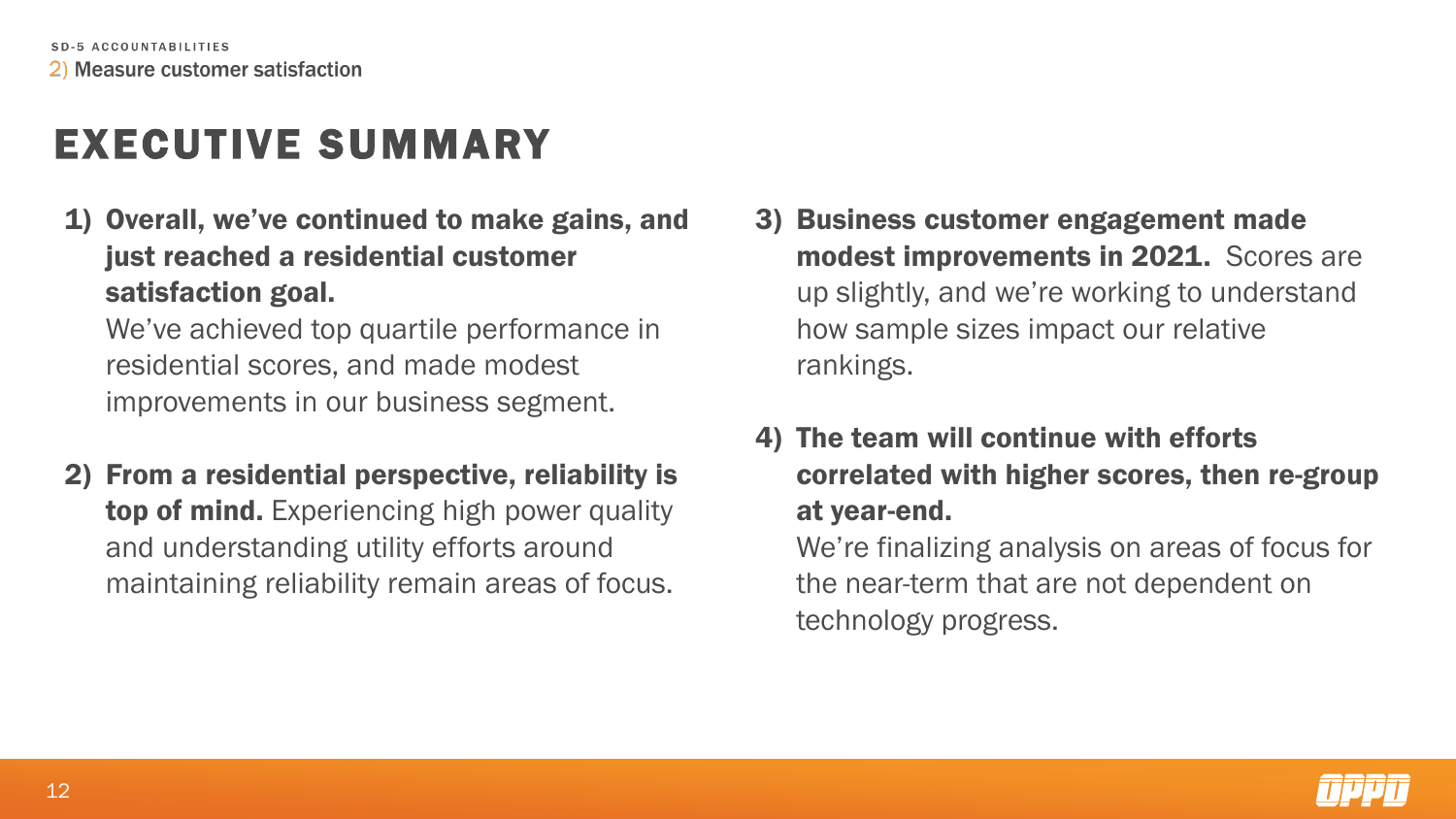SD-5 ACCOUNTABILITIES

2) Measure customer satisfaction

# EXECUTIVE SUMMARY

1) **Overall, we've continued to make gains, and just reached a residential customer satisfaction goal.**
   We've achieved top quartile performance in residential scores, and made modest improvements in our business segment.

2) **From a residential perspective, reliability is top of mind.** Experiencing high power quality and understanding utility efforts around maintaining reliability remain areas of focus.

3) **Business customer engagement made modest improvements in 2021.** Scores are up slightly, and we're working to understand how sample sizes impact our relative rankings.

4) **The team will continue with efforts correlated with higher scores, then re-group at year-end.**
   We're finalizing analysis on areas of focus for the near-term that are not dependent on technology progress.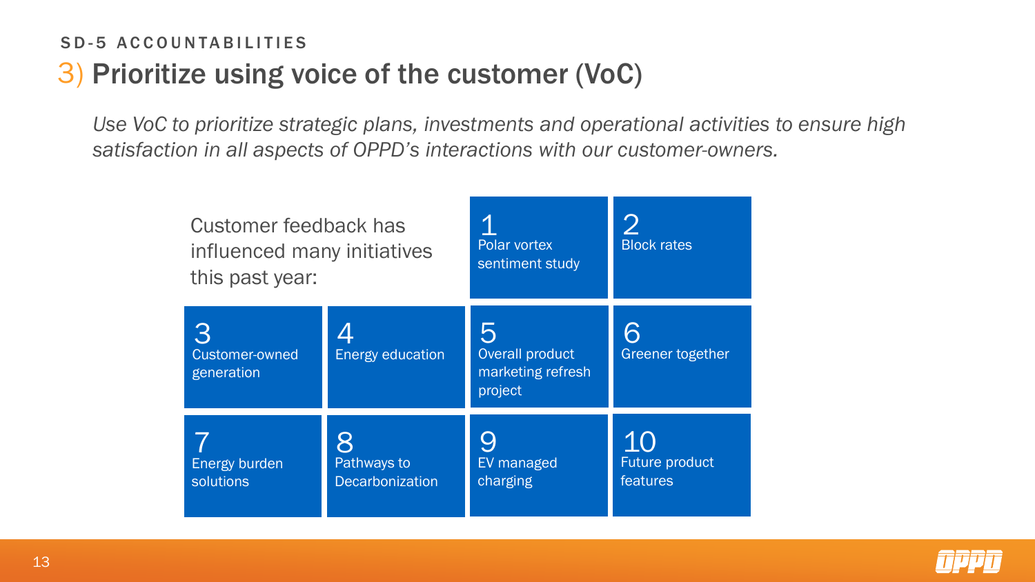SD-5 ACCOUNTABILITIES

# 3) Prioritize using voice of the customer (VoC)

*Use VoC to prioritize strategic plans, investments and operational activities to ensure high satisfaction in all aspects of OPPD's interactions with our customer-owners.*

Customer feedback has influenced many initiatives this past year:

1. Polar vortex sentiment study
2. Block rates
3. Customer-owned generation
4. Energy education
5. Overall product marketing refresh project
6. Greener together
7. Energy burden solutions
8. Pathways to Decarbonization
9. EV managed charging
10. Future product features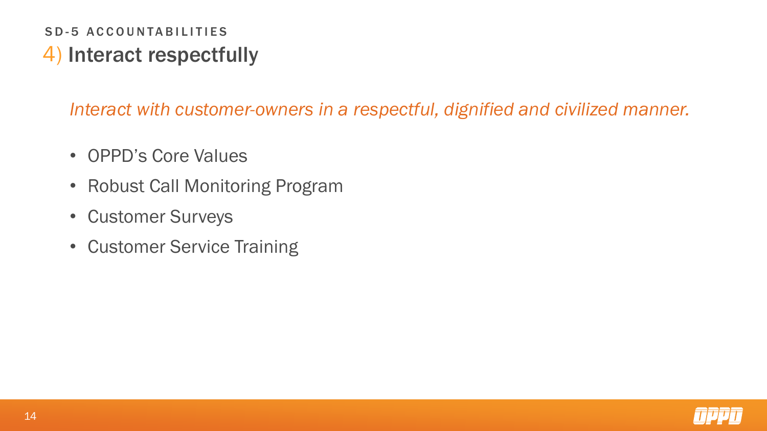SD-5 ACCOUNTABILITIES

# 4) Interact respectfully

*Interact with customer-owners in a respectful, dignified and civilized manner.*

- OPPD's Core Values
- Robust Call Monitoring Program
- Customer Surveys
- Customer Service Training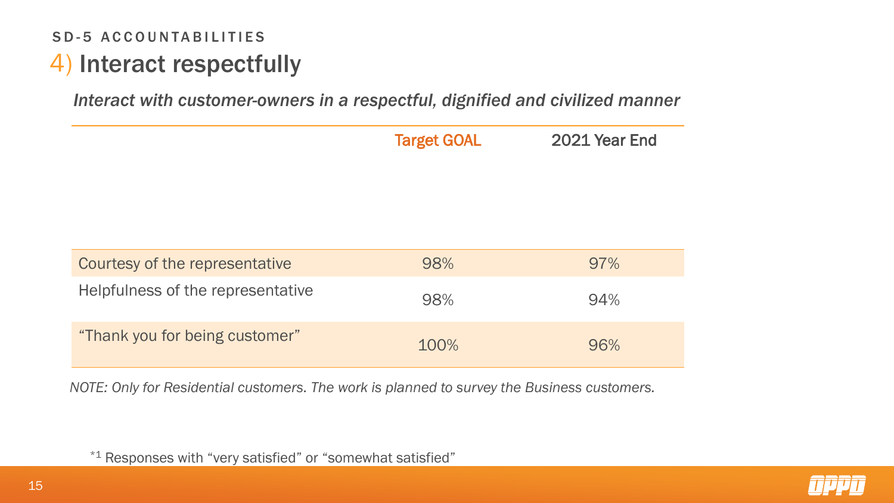SD-5 ACCOUNTABILITIES

# 4) Interact respectfully

*Interact with customer-owners in a respectful, dignified and civilized manner*

| | Target GOAL | 2021 Year End |
|---|---|---|
| Courtesy of the representative | 98% | 97% |
| Helpfulness of the representative | 98% | 94% |
| "Thank you for being customer" | 100% | 96% |

*NOTE: Only for Residential customers. The work is planned to survey the Business customers.*

*[1] Responses with "very satisfied" or "somewhat satisfied"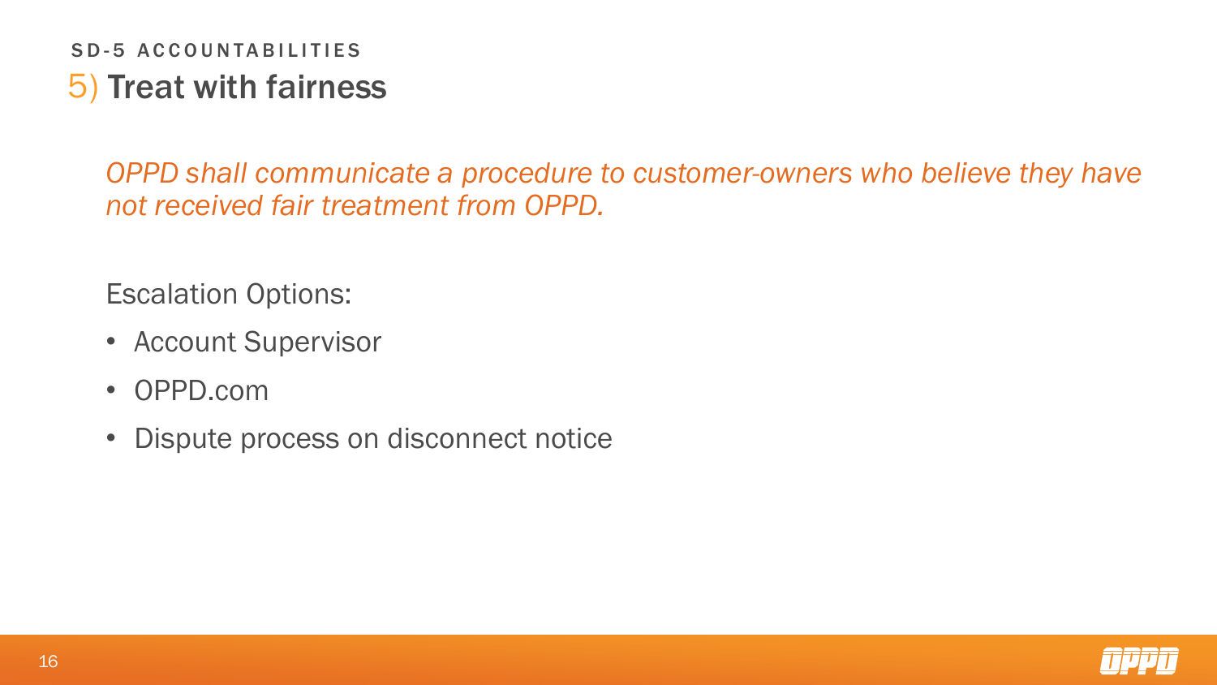SD-5 ACCOUNTABILITIES

# 5) Treat with fairness

*OPPD shall communicate a procedure to customer-owners who believe they have not received fair treatment from OPPD.*

Escalation Options:

- Account Supervisor
- OPPD.com
- Dispute process on disconnect notice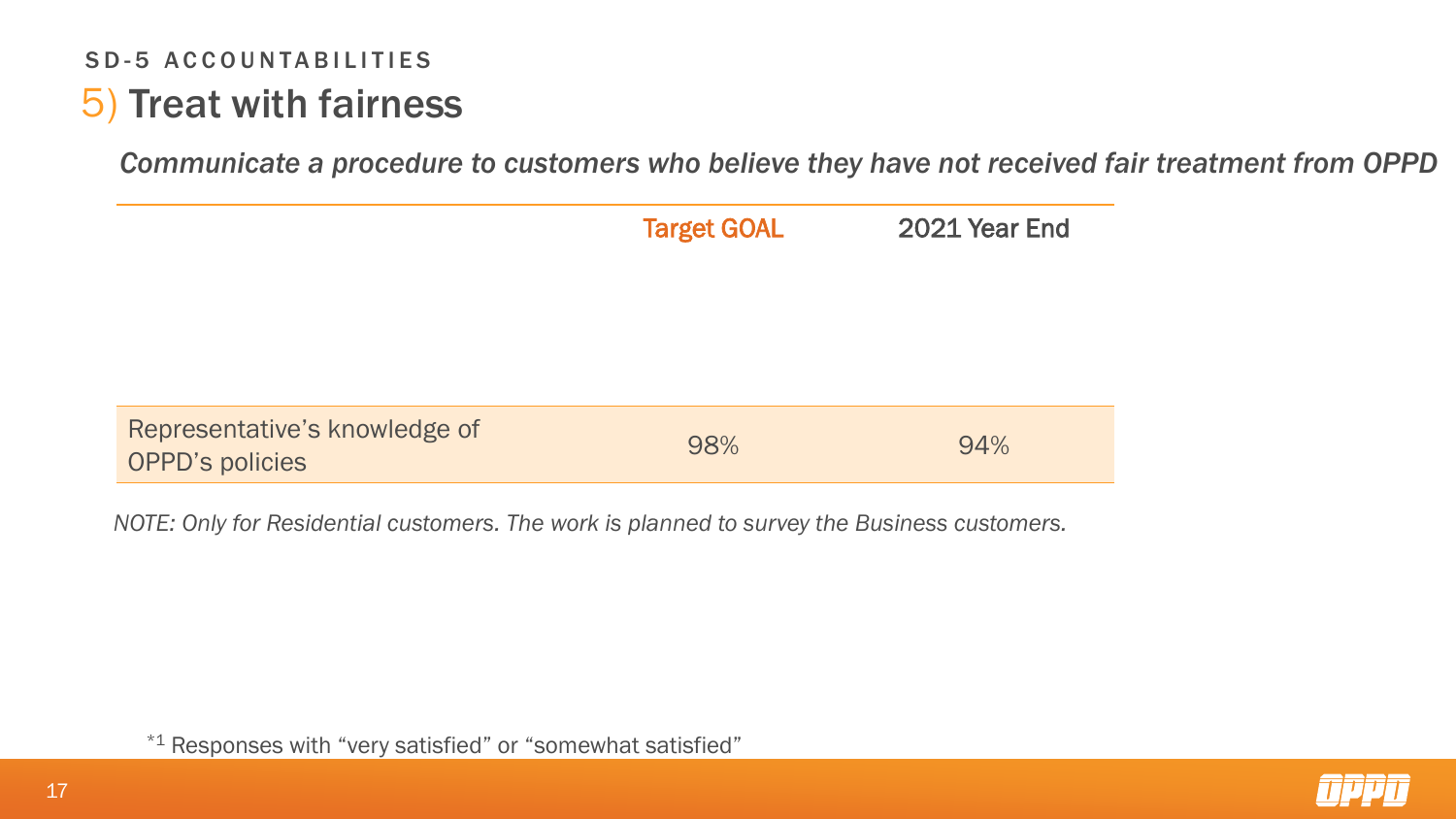SD-5 ACCOUNTABILITIES

# 5) Treat with fairness

*Communicate a procedure to customers who believe they have not received fair treatment from OPPD*

| | Target GOAL | 2021 Year End |
|---|---|---|
| Representative's knowledge of OPPD's policies | 98% | 94% |

*NOTE: Only for Residential customers. The work is planned to survey the Business customers.*

*1 Responses with "very satisfied" or "somewhat satisfied"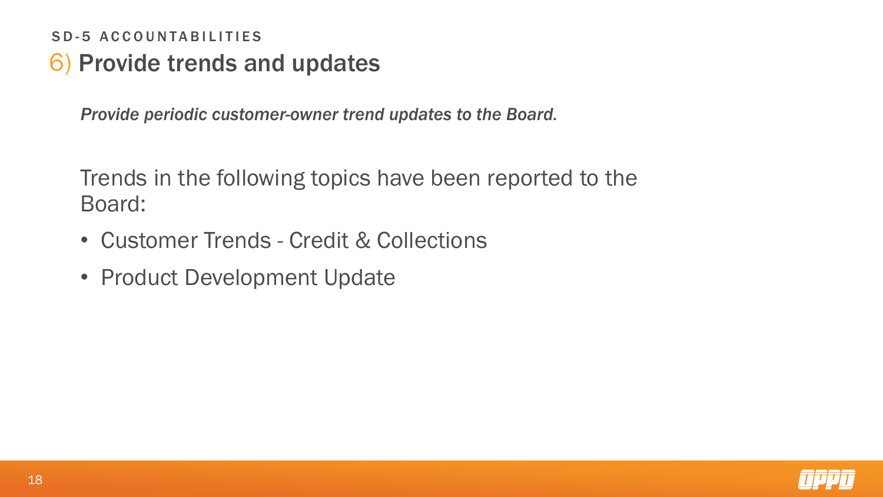SD-5 ACCOUNTABILITIES

## 6) Provide trends and updates

*Provide periodic customer-owner trend updates to the Board.*

Trends in the following topics have been reported to the Board:

- Customer Trends - Credit & Collections
- Product Development Update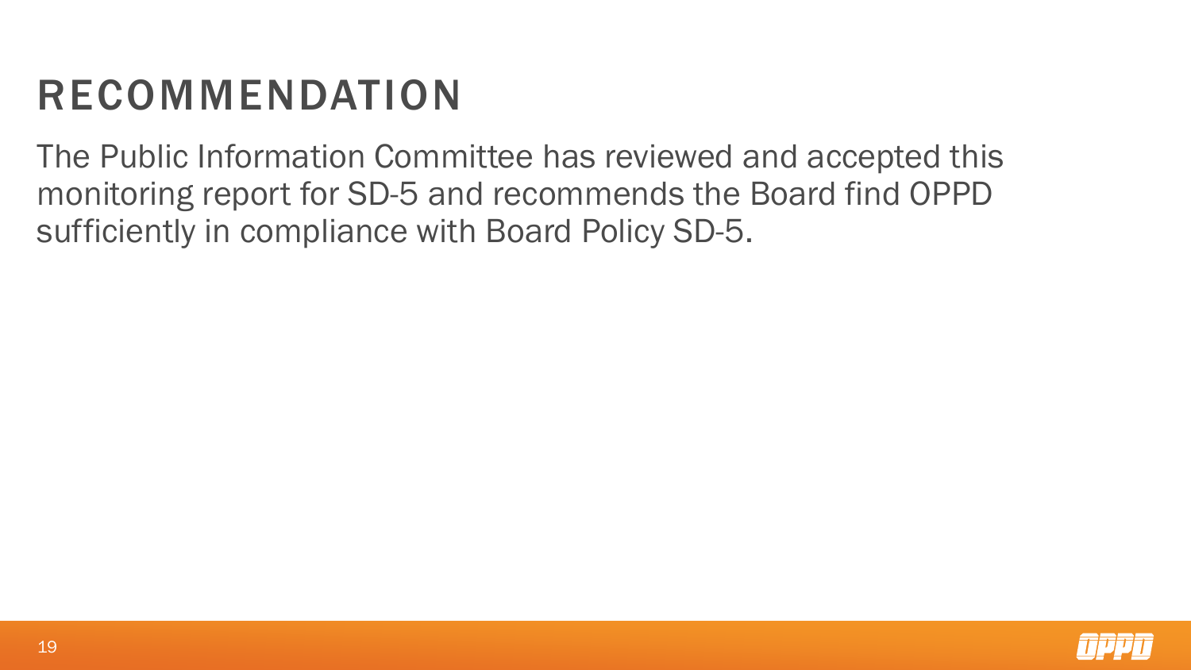# RECOMMENDATION

The Public Information Committee has reviewed and accepted this monitoring report for SD-5 and recommends the Board find OPPD sufficiently in compliance with Board Policy SD-5.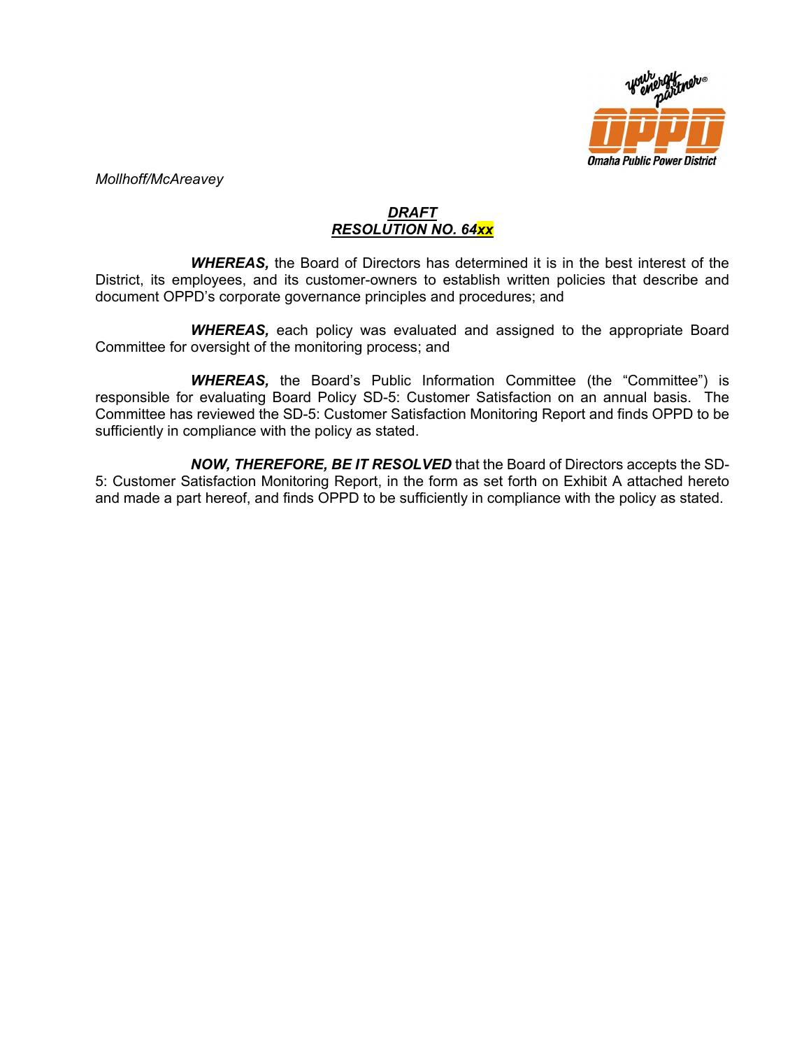Mollhoff/McAreavey

**DRAFT**
***RESOLUTION NO. 64xx***

***WHEREAS,*** the Board of Directors has determined it is in the best interest of the District, its employees, and its customer-owners to establish written policies that describe and document OPPD's corporate governance principles and procedures; and

***WHEREAS,*** each policy was evaluated and assigned to the appropriate Board Committee for oversight of the monitoring process; and

***WHEREAS,*** the Board's Public Information Committee (the "Committee") is responsible for evaluating Board Policy SD-5: Customer Satisfaction on an annual basis. The Committee has reviewed the SD-5: Customer Satisfaction Monitoring Report and finds OPPD to be sufficiently in compliance with the policy as stated.

***NOW, THEREFORE, BE IT RESOLVED*** that the Board of Directors accepts the SD-5: Customer Satisfaction Monitoring Report, in the form as set forth on Exhibit A attached hereto and made a part hereof, and finds OPPD to be sufficiently in compliance with the policy as stated.